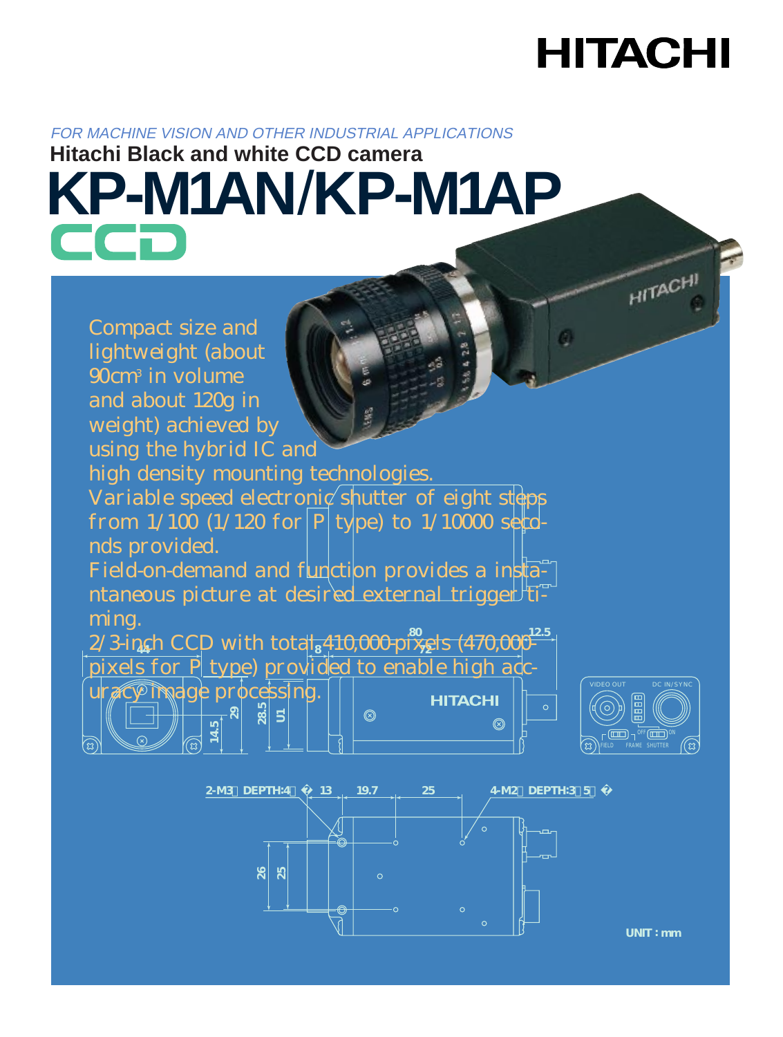# HITACHI

*FOR MACHINE VISION AND OTHER INDUSTRIAL APPLICATIONS*

**Hitachi Black and white CCD camera**

# KP-M1AN/KP-M1AP

## CCD

- Compact size and lightweight (about 90cm³ in volume and about 120g in weight) achieved by using the hybrid IC and high density mounting technologies.
- Variable speed electronic shutter of eight steps from 1/100 (1/120 for P type) to 1/10000 seconds provided.
- Field-on-demand and function provides a instantaneous picture at desired external trigger timing.
- 2/3-inch CCD with total 410,000 pixels (470,000 pixels for P type) provided to enable high accuracy image processing.

44 | 8 | 80 | 72 | 12.5 | 14.5 | 29 | 28.5 | U1

VIDEO OUT | DC IN/SYNC | FIELD | FRAME | SHUTTER | OFF | ON

2-M3 DEPTH:4 | 13 | 19.7 | 25 | 4-M2 DEPTH:3.5 | 26 | 25

UNIT : mm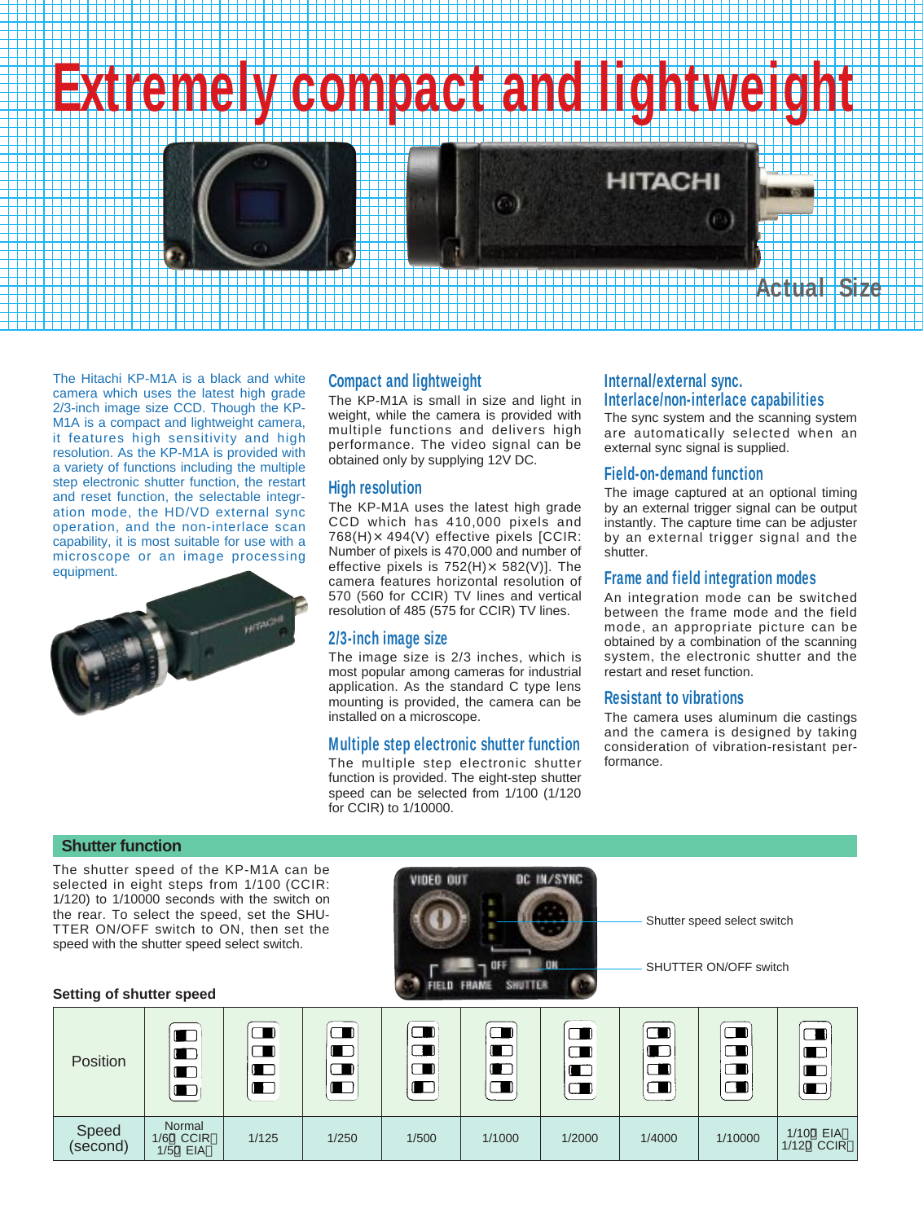# Extremely compact and lightweight

Actual Size

The Hitachi KP-M1A is a black and white camera which uses the latest high grade 2/3-inch image size CCD. Though the KP-M1A is a compact and lightweight camera, it features high sensitivity and high resolution. As the KP-M1A is provided with a variety of functions including the multiple step electronic shutter function, the restart and reset function, the selectable integration mode, the HD/VD external sync operation, and the non-interlace scan capability, it is most suitable for use with a microscope or an image processing equipment.

### Compact and lightweight

The KP-M1A is small in size and light in weight, while the camera is provided with multiple functions and delivers high performance. The video signal can be obtained only by supplying 12V DC.

### High resolution

The KP-M1A uses the latest high grade CCD which has 410,000 pixels and 768(H)× 494(V) effective pixels [CCIR: Number of pixels is 470,000 and number of effective pixels is 752(H)× 582(V)]. The camera features horizontal resolution of 570 (560 for CCIR) TV lines and vertical resolution of 485 (575 for CCIR) TV lines.

### 2/3-inch image size

The image size is 2/3 inches, which is most popular among cameras for industrial application. As the standard C type lens mounting is provided, the camera can be installed on a microscope.

### Multiple step electronic shutter function

The multiple step electronic shutter function is provided. The eight-step shutter speed can be selected from 1/100 (1/120 for CCIR) to 1/10000.

### Internal/external sync. Interlace/non-interlace capabilities

The sync system and the scanning system are automatically selected when an external sync signal is supplied.

### Field-on-demand function

The image captured at an optional timing by an external trigger signal can be output instantly. The capture time can be adjuster by an external trigger signal and the shutter.

### Frame and field integration modes

An integration mode can be switched between the frame mode and the field mode, an appropriate picture can be obtained by a combination of the scanning system, the electronic shutter and the restart and reset function.

### Resistant to vibrations

The camera uses aluminum die castings and the camera is designed by taking consideration of vibration-resistant performance.

## Shutter function

The shutter speed of the KP-M1A can be selected in eight steps from 1/100 (CCIR: 1/120) to 1/10000 seconds with the switch on the rear. To select the speed, set the SHUTTER ON/OFF switch to ON, then set the speed with the shutter speed select switch.

VIDEO OUT   DC IN/SYNC   OFF   ON   FIELD   FRAME   SHUTTER

Shutter speed select switch

SHUTTER ON/OFF switch

**Setting of shutter speed**

| Position | | | | | | | | | |
|---|---|---|---|---|---|---|---|---|---|
| Speed (second) | Normal 1/60 (CCIR) 1/50 (EIA) | 1/125 | 1/250 | 1/500 | 1/1000 | 1/2000 | 1/4000 | 1/10000 | 1/100 (EIA) 1/120 (CCIR) |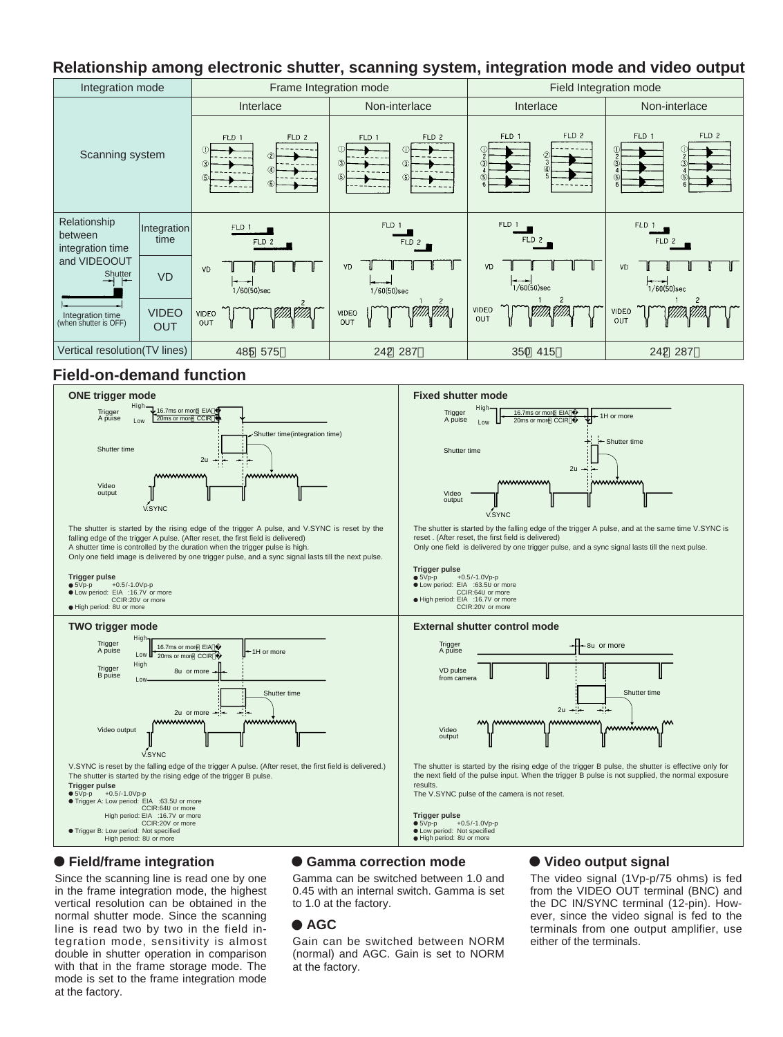## Relationship among electronic shutter, scanning system, integration mode and video output

| Integration mode | | Frame Integration mode | | Field Integration mode | |
|---|---|---|---|---|---|
| | | Interlace | Non-interlace | Interlace | Non-interlace |
| Scanning system | | | | | |
| Relationship between integration time and VIDEOOUT | Integration time | | | | |
| | VD | 1/60(50)sec | 1/60(50)sec | 1/60(50)sec | 1/60(50)sec |
| | VIDEO OUT | | | | |
| Vertical resolution(TV lines) | | 485（575） | 242（287） | 350（415） | 242（287） |

## Field-on-demand function

### ONE trigger mode

The shutter is started by the rising edge of the trigger A pulse, and V.SYNC is reset by the falling edge of the trigger A pulse. (After reset, the first field is delivered)
A shutter time is controlled by the duration when the trigger pulse is high.
Only one field image is delivered by one trigger pulse, and a sync signal lasts till the next pulse.

**Trigger pulse**
- 5Vp-p +0.5/-1.0Vp-p
- Low period: EIA :16.7V or more
  CCIR:20V or more
- High period: 8U or more

### Fixed shutter mode

The shutter is started by the falling edge of the trigger A pulse, and at the same time V.SYNC is reset . (After reset, the first field is delivered)
Only one field is delivered by one trigger pulse, and a sync signal lasts till the next pulse.

**Trigger pulse**
- 5Vp-p +0.5/-1.0Vp-p
- Low period: EIA :63.5U or more
  CCIR:64U or more
- High period: EIA :16.7V or more
  CCIR:20V or more

### TWO trigger mode

V.SYNC is reset by the falling edge of the trigger A pulse. (After reset, the first field is delivered.)
The shutter is started by the rising edge of the trigger B pulse.

**Trigger pulse**
- 5Vp-p +0.5/-1.0Vp-p
- Trigger A: Low period: EIA :63.5U or more
  CCIR:64U or more
  High period: EIA :16.7V or more
  CCIR:20V or more
- Trigger B: Low period: Not specified
  High period: 8U or more

### External shutter control mode

The shutter is started by the rising edge of the trigger B pulse, the shutter is effective only for the next field of the pulse input. When the trigger B pulse is not supplied, the normal exposure results.
The V.SYNC pulse of the camera is not reset.

**Trigger pulse**
- 5Vp-p +0.5/-1.0Vp-p
- Low period: Not specified
- High period: 8U or more

### ● Field/frame integration

Since the scanning line is read one by one in the frame integration mode, the highest vertical resolution can be obtained in the normal shutter mode. Since the scanning line is read two by two in the field integration mode, sensitivity is almost double in shutter operation in comparison with that in the frame storage mode. The mode is set to the frame integration mode at the factory.

### ● Gamma correction mode

Gamma can be switched between 1.0 and 0.45 with an internal switch. Gamma is set to 1.0 at the factory.

### ● AGC

Gain can be switched between NORM (normal) and AGC. Gain is set to NORM at the factory.

### ● Video output signal

The video signal (1Vp-p/75 ohms) is fed from the VIDEO OUT terminal (BNC) and the DC IN/SYNC terminal (12-pin). However, since the video signal is fed to the terminals from one output amplifier, use either of the terminals.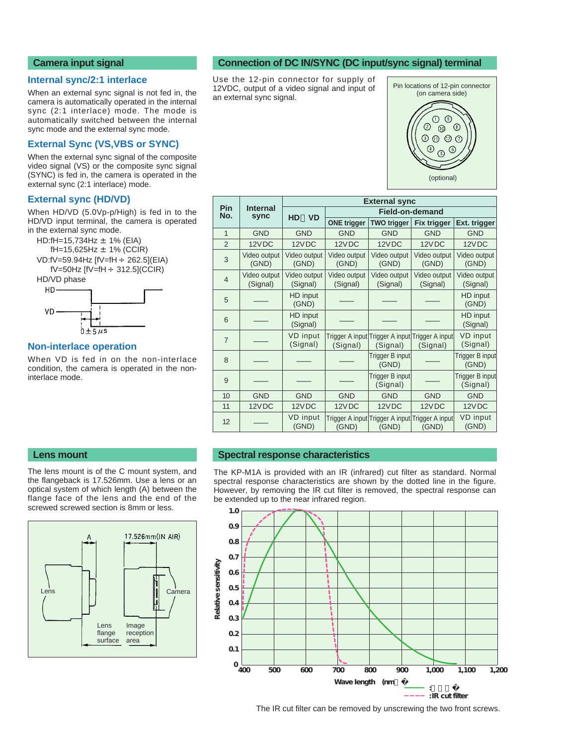## Camera input signal

### Internal sync/2:1 interlace

When an external sync signal is not fed in, the camera is automatically operated in the internal sync (2:1 interlace) mode. The mode is automatically switched between the internal sync mode and the external sync mode.

### External Sync (VS,VBS or SYNC)

When the external sync signal of the composite video signal (VS) or the composite sync signal (SYNC) is fed in, the camera is operated in the external sync (2:1 interlace) mode.

### External sync (HD/VD)

When HD/VD (5.0Vp-p/High) is fed in to the HD/VD input terminal, the camera is operated in the external sync mode.

HD:fH=15,734Hz ± 1% (EIA)
fH=15,625Hz ± 1% (CCIR)
VD:fV=59.94Hz [fV=fH ÷ 262.5](EIA)
fV=50Hz [fV=fH ÷ 312.5](CCIR)
HD/VD phase

HD
VD
0±5μs

### Non-interlace operation

When VD is fed in on the non-interlace condition, the camera is operated in the non-interlace mode.

## Connection of DC IN/SYNC (DC input/sync signal) terminal

Use the 12-pin connector for supply of 12VDC, output of a video signal and input of an external sync signal.

Pin locations of 12-pin connector (on camera side)

(optional)

| Pin No. | Internal sync | External sync | | | | | |
|---|---|---|---|---|---|---|---|
| | | HD VD | Field-on-demand | | | | |
| | | | ONE trigger | TWO trigger | Fix trigger | Ext. trigger |
| 1 | GND | GND | GND | GND | GND | GND |
| 2 | 12VDC | 12VDC | 12VDC | 12VDC | 12VDC | 12VDC |
| 3 | Video output (GND) | Video output (GND) | Video output (GND) | Video output (GND) | Video output (GND) | Video output (GND) |
| 4 | Video output (Signal) | Video output (Signal) | Video output (Signal) | Video output (Signal) | Video output (Signal) | Video output (Signal) |
| 5 | —— | HD input (GND) | —— | —— | —— | HD input (GND) |
| 6 | —— | HD input (Signal) | —— | —— | —— | HD input (Signal) |
| 7 | —— | VD input (Signal) | Trigger A input (Signal) | Trigger A input (Signal) | Trigger A input (Signal) | VD input (Signal) |
| 8 | —— | —— | —— | Trigger B input (GND) | —— | Trigger B input (GND) |
| 9 | —— | —— | —— | Trigger B input (Signal) | —— | Trigger B input (Signal) |
| 10 | GND | GND | GND | GND | GND | GND |
| 11 | 12VDC | 12VDC | 12VDC | 12VDC | 12VDC | 12VDC |
| 12 | —— | VD input (GND) | Trigger A input (GND) | Trigger A input (GND) | Trigger A input (GND) | VD input (GND) |

## Lens mount

The lens mount is of the C mount system, and the flangeback is 17.526mm. Use a lens or an optical system of which length (A) between the flange face of the lens and the end of the screwed screwed section is 8mm or less.

A
17.526mm(IN AIR)
Lens
Camera
Lens flange surface
Image reception area

## Spectral response characteristics

The KP-M1A is provided with an IR (infrared) cut filter as standard. Normal spectral response characteristics are shown by the dotted line in the figure. However, by removing the IR cut filter is removed, the spectral response can be extended up to the near infrared region.

Relative sensitivity
Wave length (nm)
:IR cut filter

The IR cut filter can be removed by unscrewing the two front screws.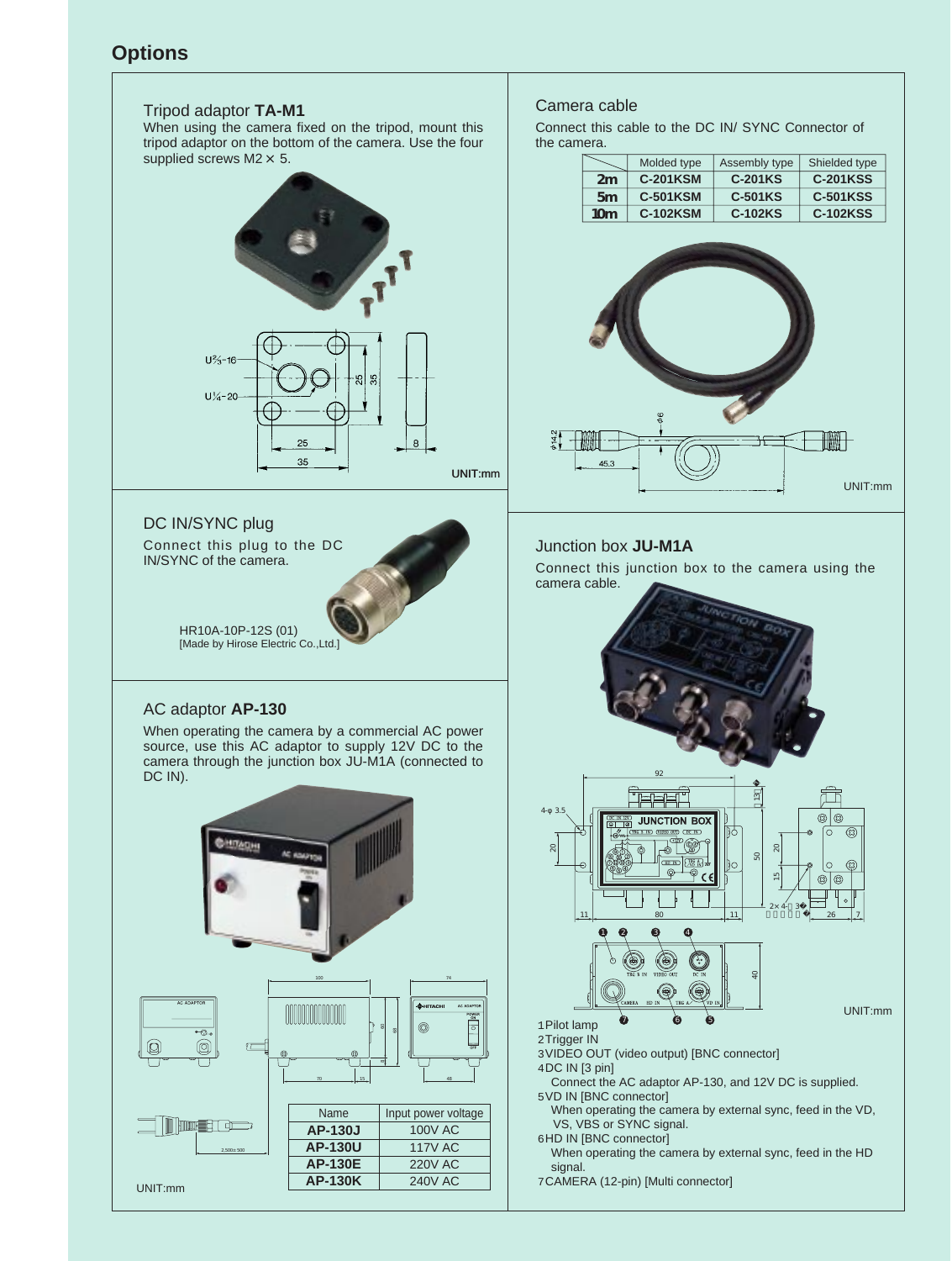# Options

## Tripod adaptor **TA-M1**

When using the camera fixed on the tripod, mount this tripod adaptor on the bottom of the camera. Use the four supplied screws M2 × 5.

UNIT:mm

## Camera cable

Connect this cable to the DC IN/ SYNC Connector of the camera.

| | Molded type | Assembly type | Shielded type |
|---|---|---|---|
| **2m** | **C-201KSM** | **C-201KS** | **C-201KSS** |
| **5m** | **C-501KSM** | **C-501KS** | **C-501KSS** |
| **10m** | **C-102KSM** | **C-102KS** | **C-102KSS** |

UNIT:mm

## DC IN/SYNC plug

Connect this plug to the DC IN/SYNC of the camera.

HR10A-10P-12S (01)
[Made by Hirose Electric Co.,Ltd.]

## AC adaptor **AP-130**

When operating the camera by a commercial AC power source, use this AC adaptor to supply 12V DC to the camera through the junction box JU-M1A (connected to DC IN).

| Name | Input power voltage |
|---|---|
| **AP-130J** | 100V AC |
| **AP-130U** | 117V AC |
| **AP-130E** | 220V AC |
| **AP-130K** | 240V AC |

UNIT:mm

## Junction box **JU-M1A**

Connect this junction box to the camera using the camera cable.

UNIT:mm

1. Pilot lamp
2. Trigger IN
3. VIDEO OUT (video output) [BNC connector]
4. DC IN [3 pin]
   Connect the AC adaptor AP-130, and 12V DC is supplied.
5. VD IN [BNC connector]
   When operating the camera by external sync, feed in the VD, VS, VBS or SYNC signal.
6. HD IN [BNC connector]
   When operating the camera by external sync, feed in the HD signal.
7. CAMERA (12-pin) [Multi connector]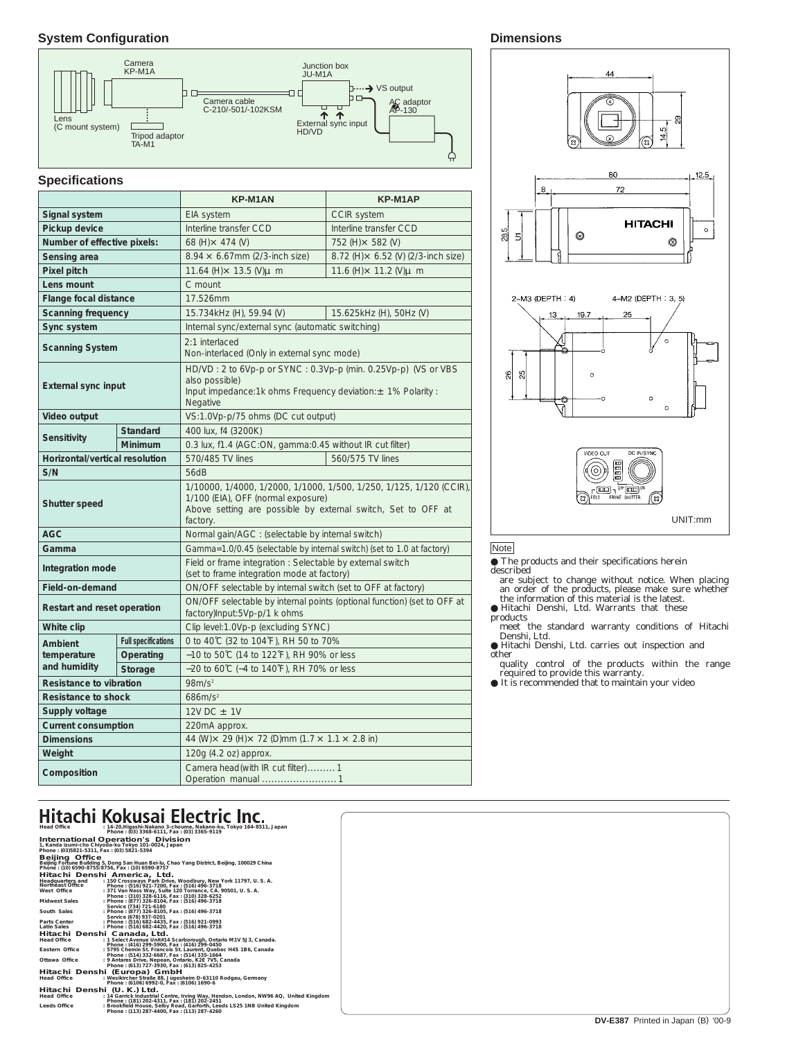## System Configuration

Camera
KP-M1A

Lens
(C mount system)

Tripod adaptor
TA-M1

Camera cable
C-210/-501/-102KSM

Junction box
JU-M1A

VS output

AC adaptor
AP-130

External sync input
HD/VD

## Specifications

| | | KP-M1AN | KP-M1AP |
|---|---|---|---|
| **Signal system** | | EIA system | CCIR system |
| **Pickup device** | | Interline transfer CCD | Interline transfer CCD |
| **Number of effective pixels:** | | 68 (H)× 474 (V) | 752 (H)× 582 (V) |
| **Sensing area** | | 8.94 × 6.67mm (2/3-inch size) | 8.72 (H)× 6.52 (V) (2/3-inch size) |
| **Pixel pitch** | | 11.64 (H)× 13.5 (V)μ m | 11.6 (H)× 11.2 (V)μ m |
| **Lens mount** | | C mount | |
| **Flange focal distance** | | 17.526mm | |
| **Scanning frequency** | | 15.734kHz (H), 59.94 (V) | 15.625kHz (H), 50Hz (V) |
| **Sync system** | | Internal sync/external sync (automatic switching) | |
| **Scanning System** | | 2:1 interlaced<br>Non-interlaced (Only in external sync mode) | |
| **External sync input** | | HD/VD : 2 to 6Vp-p or SYNC : 0.3Vp-p (min. 0.25Vp-p) (VS or VBS also possible)<br>Input impedance:1k ohms Frequency deviation:± 1% Polarity : Negative | |
| **Video output** | | VS:1.0Vp-p/75 ohms (DC cut output) | |
| **Sensitivity** | **Standard** | 400 lux, f4 (3200K) | |
| | **Minimum** | 0.3 lux, f1.4 (AGC:ON, gamma:0.45 without IR cut filter) | |
| **Horizontal/vertical resolution** | | 570/485 TV lines | 560/575 TV lines |
| **S/N** | | 56dB | |
| **Shutter speed** | | 1/10000, 1/4000, 1/2000, 1/1000, 1/500, 1/250, 1/125, 1/120 (CCIR), 1/100 (EIA), OFF (normal exposure)<br>Above setting are possible by external switch, Set to OFF at factory. | |
| **AGC** | | Normal gain/AGC : (selectable by internal switch) | |
| **Gamma** | | Gamma=1.0/0.45 (selectable by internal switch) (set to 1.0 at factory) | |
| **Integration mode** | | Field or frame integration : Selectable by external switch<br>(set to frame integration mode at factory) | |
| **Field-on-demand** | | ON/OFF selectable by internal switch (set to OFF at factory) | |
| **Restart and reset operation** | | ON/OFF selectable by internal points (optional function) (set to OFF at factory)Input:5Vp-p/1 k ohms | |
| **White clip** | | Clip level:1.0Vp-p (excluding SYNC) | |
| **Ambient temperature and humidity** | **Full specifications** | 0 to 40℃ (32 to 104℉), RH 50 to 70% | |
| | **Operating** | −10 to 50℃ (14 to 122℉), RH 90% or less | |
| | **Storage** | −20 to 60℃ (−4 to 140℉), RH 70% or less | |
| **Resistance to vibration** | | 98m/s$^2$ | |
| **Resistance to shock** | | 686m/s$^2$ | |
| **Supply voltage** | | 12V DC ± 1V | |
| **Current consumption** | | 220mA approx. | |
| **Dimensions** | | 44 (W)× 29 (H)× 72 (D)mm (1.7 × 1.1 × 2.8 in) | |
| **Weight** | | 120g (4.2 oz) approx. | |
| **Composition** | | Camera head (with IR cut filter).........1<br>Operation manual ........................1 | |

## Dimensions

44
29
14.5
80
12.5
8
72
28.5
21
HITACHI
2–M3 (DEPTH : 4)
4–M2 (DEPTH : 3, 5)
13
19.7
25
26
25
VIDEO OUT
DC IN/SYNC
OFF
ON
FIELD
FRAME
SHUTTER

UNIT:mm

Note

- The products and their specifications herein described are subject to change without notice. When placing an order of the products, please make sure whether the information of this material is the latest.
- Hitachi Denshi, Ltd. Warrants that these products meet the standard warranty conditions of Hitachi Denshi, Ltd.
- Hitachi Denshi, Ltd. carries out inspection and other quality control of the products within the range required to provide this warranty.
- It is recommended that to maintain your video

# Hitachi Kokusai Electric Inc.

**Head Office** : 14-20,Higashi-Nakano 3-choume, Nakano-ku, Tokyo 164-8511, Japan
Phone : (03) 3368-6111, Fax : (03) 3365-9119

**International Operation's Division**
1, Kanda Izumi-cho Chiyoda-ku Tokyo 101-0024, Japan
Phone : (03)5821-5311, Fax : (03) 5821-5394

**Beijing Office**
Beijing Fortune Building 5, Dong San Huan Bei-lu, Chao Yang District, Beijing, 100029 China
Phone : (10) 6590-8755/8756, Fax : (10) 6590-8757

**Hitachi Denshi America, Ltd.**
Headquarters and Northeast Office : 150 Crossways Park Drive, Woodbury, New York 11797, U. S. A.
Phone : (516) 921-7200, Fax : (516) 496-3718
West Office : 371 Van Ness Way, Suite 120 Torrance, CA. 90501, U. S. A.
Phone : (310) 328-6116, Fax : (310) 328-6252
Midwest Sales : Phone : (877) 326-8104, Fax : (516) 496-3718
Service (734) 721-6180
South Sales : Phone : (877) 326-8105, Fax : (516) 496-3718
Service (678) 937-0201
Parts Center : Phone : (516) 682-4435, Fax : (516) 921-0993
Latin Sales : Phone : (516) 682-4420, Fax : (516) 496-3718

**Hitachi Denshi Canada, Ltd.**
Head Office : 1 Select Avenue Unit#14 Scarborough, Ontario M1V 5J3, Canada.
Phone : (416) 299-5900, Fax : (416) 299-0450
Eastern Office : 5795 Chemin St. Francois St. Laurent, Quebec H4S 1B6, Canada
Phone : (514) 332-6687, Fax : (514) 335-1664
Ottawa Office : 9 Antares Drive, Nepean, Ontario, K2E 7V5, Canada
Phone : (613) 727-3930, Fax : (613) 825-4253

**Hitachi Denshi (Europa) GmbH**
Head Office : Weiskircher Straße 88, Jügesheim D-63110 Rodgau, Germany
Phone : (6106) 6992-0, Fax : (6106) 1690-6

**Hitachi Denshi (U. K.) Ltd.**
Head Office : 14 Garrick Industrial Centre, Irving Way, Hendon, London, NW96 AQ, United Kingdom
Phone : (181) 202-4311, Fax : (181) 202-2451
Leeds Office : Brookfield House, Selby Road, Garforth, Leeds LS25 1NB United Kingdom
Phone : (113) 287-4400, Fax : (113) 287-4260

DV-E387 Printed in Japan (B) '00-9